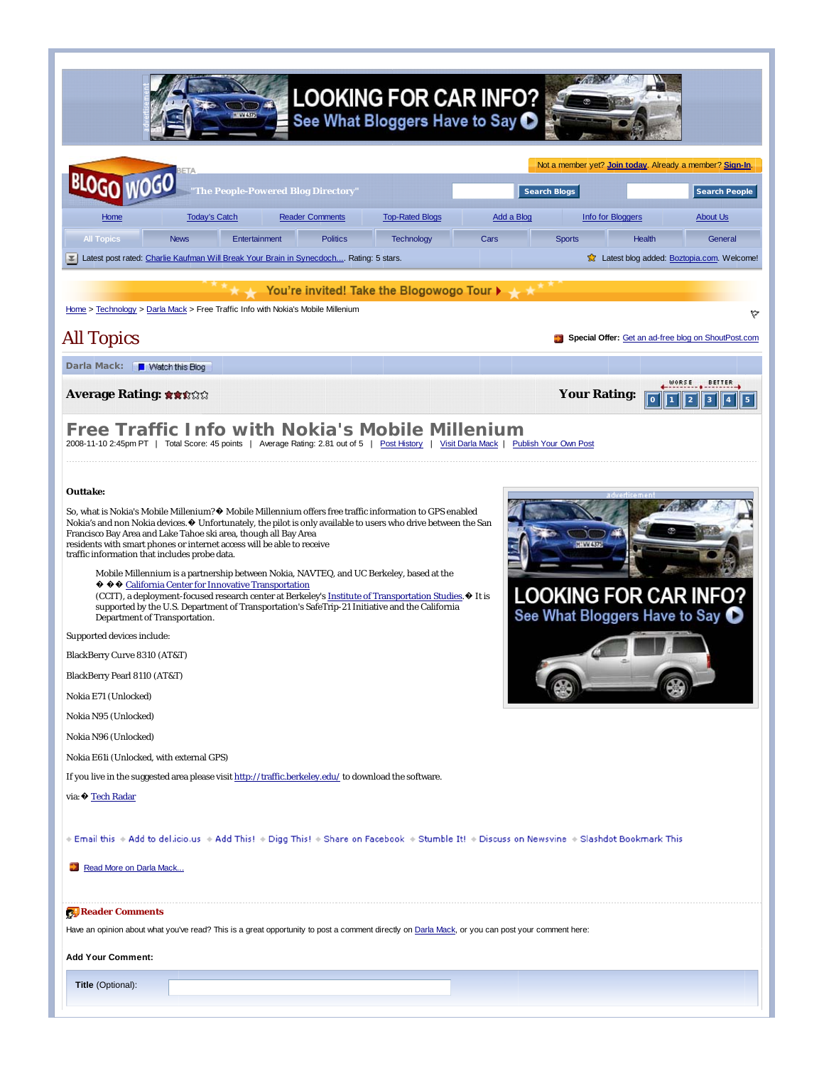LOOKING FOR CAR INFO? See What Bloggers Have to Say

Not a member yet? Join today. Already a member? Sign-In.

BLOGO WOGO BETA "The People-Powered Blog Directory"

Search Blogs | Search People

Home | Today's Catch | Reader Comments | Top-Rated Blogs | Add a Blog | Info for Bloggers | About Us

All Topics | News | Entertainment | Politics | Technology | Cars | Sports | Health | General

Latest post rated: Charlie Kaufman Will Break Your Brain in Synecdoch... Rating: 5 stars.

Latest blog added: Boztopia.com. Welcome!

You're invited! Take the Blogowogo Tour

Home > Technology > Darla Mack > Free Traffic Info with Nokia's Mobile Millenium

# All Topics

**Special Offer:** Get an ad-free blog on ShoutPost.com

**Darla Mack:** Watch this Blog

**Average Rating:**

**Your Rating:** 0 1 2 3 4 5

# Free Traffic Info with Nokia's Mobile Millenium

2008-11-10 2:45pm PT | Total Score: 45 points | Average Rating: 2.81 out of 5 | Post History | Visit Darla Mack | Publish Your Own Post

**Outtake:**

So, what is Nokia's Mobile Millenium?� Mobile Millennium offers free traffic information to GPS enabled Nokia's and non Nokia devices.� Unfortunately, the pilot is only available to users who drive between the San Francisco Bay Area and Lake Tahoe ski area, though all Bay Area residents with smart phones or internet access will be able to receive traffic information that includes probe data.

> Mobile Millennium is a partnership between Nokia, NAVTEQ, and UC Berkeley, based at the � �� California Center for Innovative Transportation (CCIT), a deployment-focused research center at Berkeley's Institute of Transportation Studies.� It is supported by the U.S. Department of Transportation's SafeTrip-21 Initiative and the California Department of Transportation.

Supported devices include:

BlackBerry Curve 8310 (AT&T)

BlackBerry Pearl 8110 (AT&T)

Nokia E71 (Unlocked)

Nokia N95 (Unlocked)

Nokia N96 (Unlocked)

Nokia E61i (Unlocked, with external GPS)

If you live in the suggested area please visit http://traffic.berkeley.edu/ to download the software.

via:� Tech Radar

Email this · Add to del.icio.us · Add This! · Digg This! · Share on Facebook · Stumble It! · Discuss on Newsvine · Slashdot Bookmark This

Read More on Darla Mack...

**Reader Comments**

Have an opinion about what you've read? This is a great opportunity to post a comment directly on Darla Mack, or you can post your comment here:

**Add Your Comment:**

**Title** (Optional):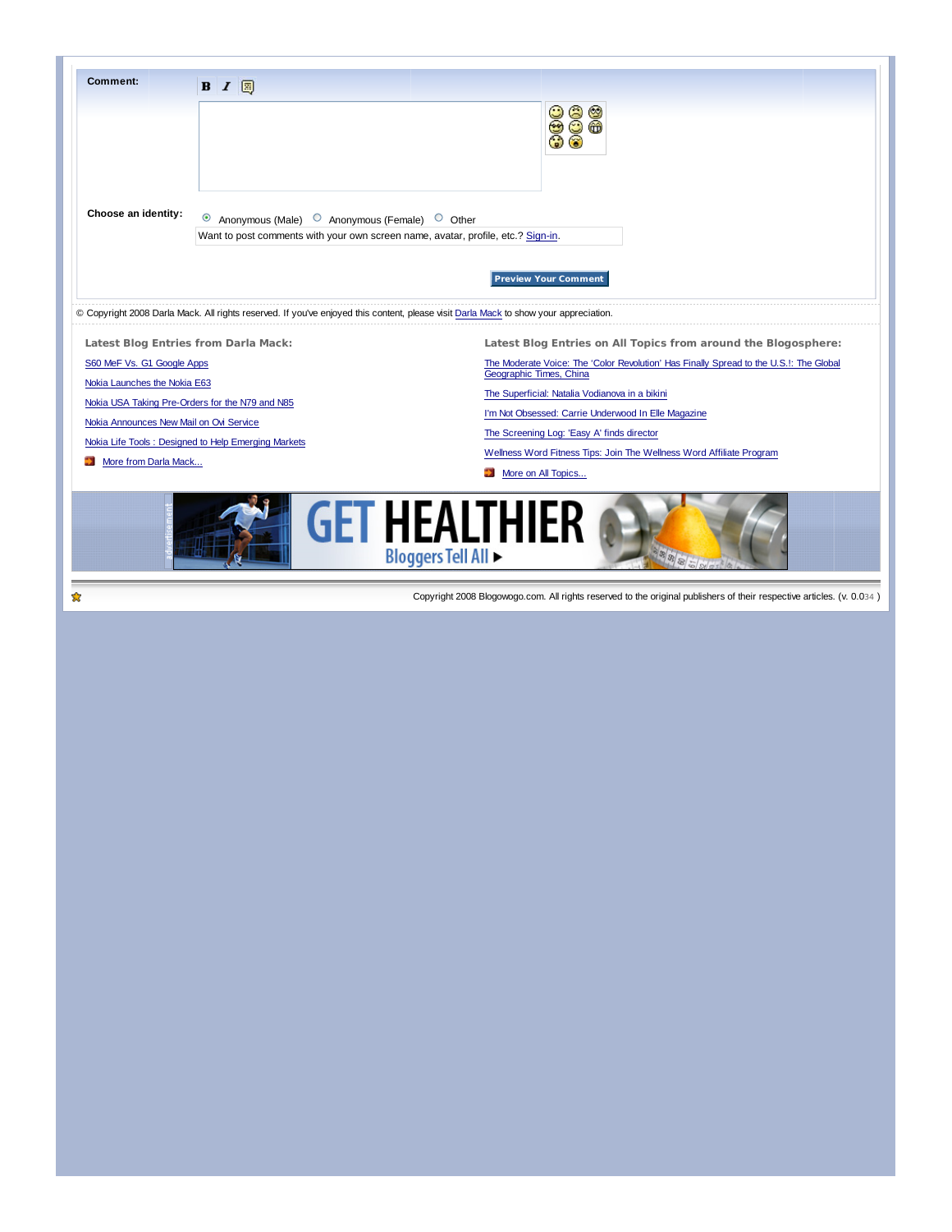**Comment:**

**Choose an identity:**

Anonymous (Male) Anonymous (Female) Other

Want to post comments with your own screen name, avatar, profile, etc.? Sign-in.

Preview Your Comment

© Copyright 2008 Darla Mack. All rights reserved. If you've enjoyed this content, please visit Darla Mack to show your appreciation.

**Latest Blog Entries from Darla Mack:**

- S60 MeF Vs. G1 Google Apps
- Nokia Launches the Nokia E63
- Nokia USA Taking Pre-Orders for the N79 and N85
- Nokia Announces New Mail on Ovi Service
- Nokia Life Tools : Designed to Help Emerging Markets
- More from Darla Mack...

**Latest Blog Entries on All Topics from around the Blogosphere:**

- The Moderate Voice: The 'Color Revolution' Has Finally Spread to the U.S.!: The Global Geographic Times, China
- The Superficial: Natalia Vodianova in a bikini
- I'm Not Obsessed: Carrie Underwood In Elle Magazine
- The Screening Log: 'Easy A' finds director
- Wellness Word Fitness Tips: Join The Wellness Word Affiliate Program
- More on All Topics...

advertisement

GET HEALTHIER

Bloggers Tell All ▸

Copyright 2008 Blogowogo.com. All rights reserved to the original publishers of their respective articles. (v. 0.034 )